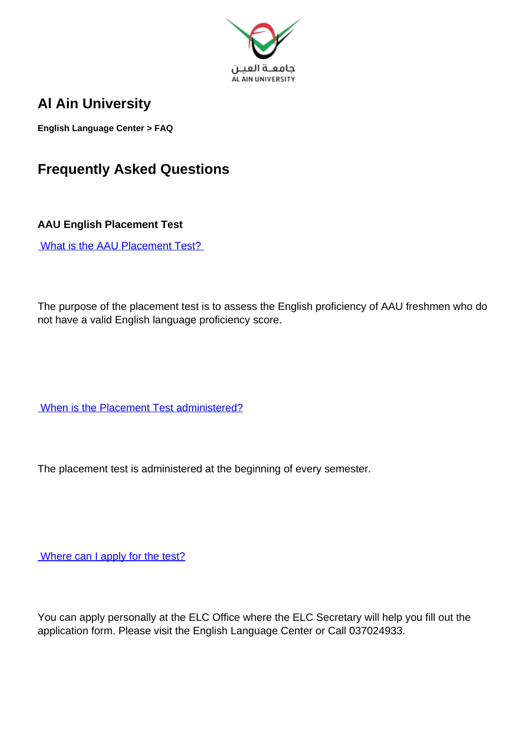# Al Ain University

**English Language Center > FAQ**

## Frequently Asked Questions

**AAU English Placement Test**

What is the AAU Placement Test?

The purpose of the placement test is to assess the English proficiency of AAU freshmen who do not have a valid English language proficiency score.

When is the Placement Test administered?

The placement test is administered at the beginning of every semester.

Where can I apply for the test?

You can apply personally at the ELC Office where the ELC Secretary will help you fill out the application form. Please visit the English Language Center or Call 037024933.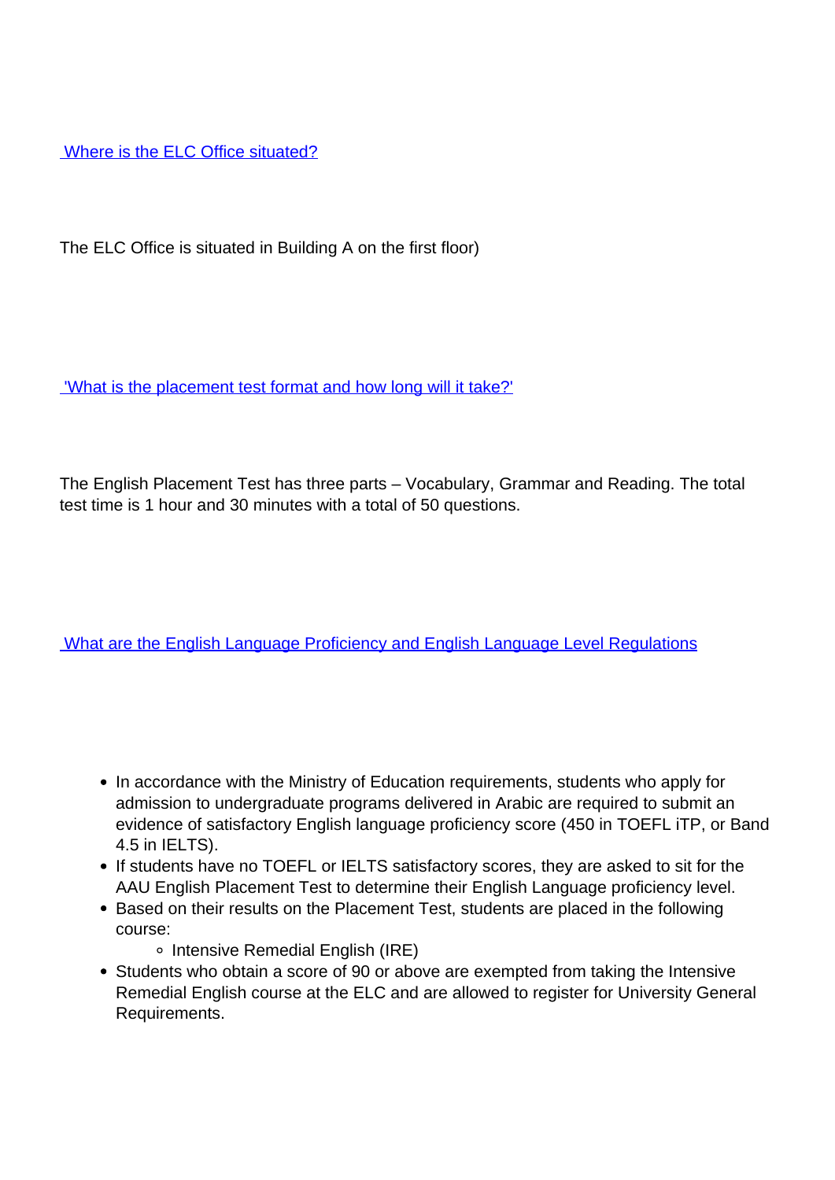[Where is the ELC Office situated?]

The ELC Office is situated in Building A on the first floor)

['What is the placement test format and how long will it take?']

The English Placement Test has three parts – Vocabulary, Grammar and Reading. The total test time is 1 hour and 30 minutes with a total of 50 questions.

[What are the English Language Proficiency and English Language Level Regulations]

- In accordance with the Ministry of Education requirements, students who apply for admission to undergraduate programs delivered in Arabic are required to submit an evidence of satisfactory English language proficiency score (450 in TOEFL iTP, or Band 4.5 in IELTS).
- If students have no TOEFL or IELTS satisfactory scores, they are asked to sit for the AAU English Placement Test to determine their English Language proficiency level.
- Based on their results on the Placement Test, students are placed in the following course:
  - Intensive Remedial English (IRE)
- Students who obtain a score of 90 or above are exempted from taking the Intensive Remedial English course at the ELC and are allowed to register for University General Requirements.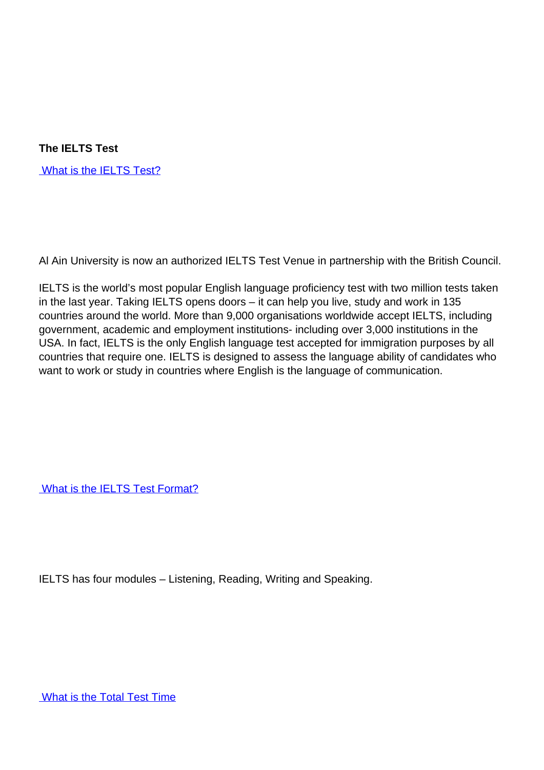**The IELTS Test**

What is the IELTS Test?

Al Ain University is now an authorized IELTS Test Venue in partnership with the British Council.

IELTS is the world's most popular English language proficiency test with two million tests taken in the last year. Taking IELTS opens doors – it can help you live, study and work in 135 countries around the world. More than 9,000 organisations worldwide accept IELTS, including government, academic and employment institutions- including over 3,000 institutions in the USA. In fact, IELTS is the only English language test accepted for immigration purposes by all countries that require one. IELTS is designed to assess the language ability of candidates who want to work or study in countries where English is the language of communication.

What is the IELTS Test Format?

IELTS has four modules – Listening, Reading, Writing and Speaking.

What is the Total Test Time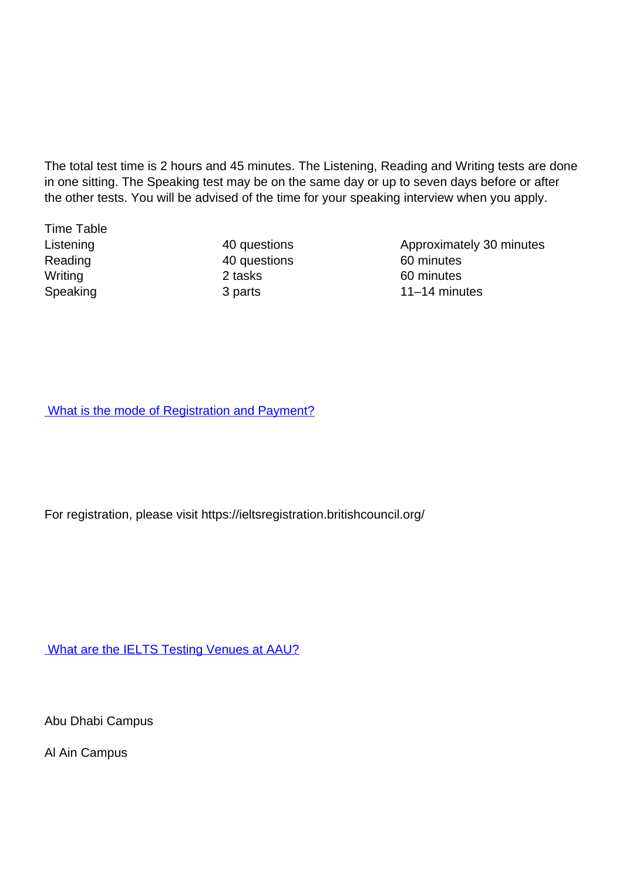The total test time is 2 hours and 45 minutes. The Listening, Reading and Writing tests are done in one sitting. The Speaking test may be on the same day or up to seven days before or after the other tests. You will be advised of the time for your speaking interview when you apply.

| Time Table | | |
| --- | --- | --- |
| Listening | 40 questions | Approximately 30 minutes |
| Reading | 40 questions | 60 minutes |
| Writing | 2 tasks | 60 minutes |
| Speaking | 3 parts | 11–14 minutes |

## What is the mode of Registration and Payment?

For registration, please visit https://ieltsregistration.britishcouncil.org/

## What are the IELTS Testing Venues at AAU?

Abu Dhabi Campus

Al Ain Campus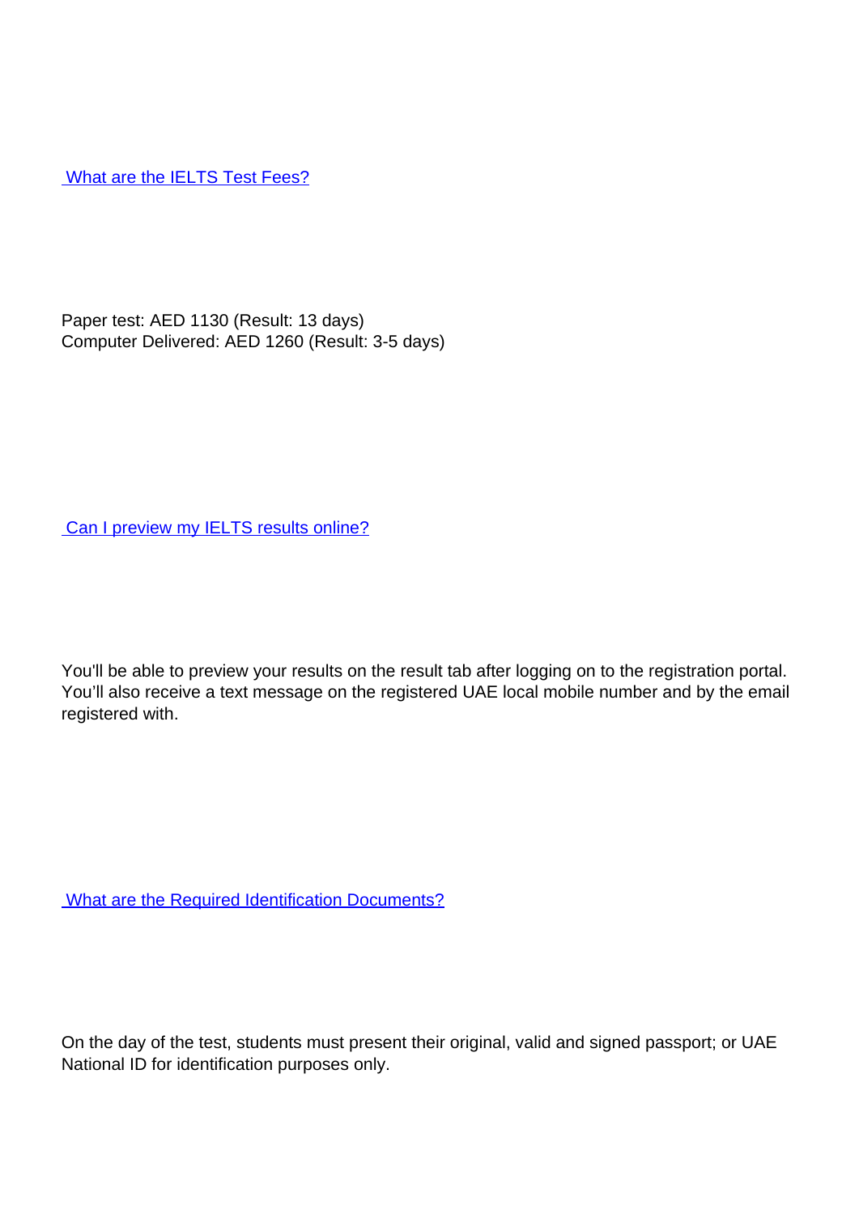[What are the IELTS Test Fees?]

Paper test: AED 1130 (Result: 13 days)
Computer Delivered: AED 1260 (Result: 3-5 days)

[Can I preview my IELTS results online?]

You'll be able to preview your results on the result tab after logging on to the registration portal. You'll also receive a text message on the registered UAE local mobile number and by the email registered with.

[What are the Required Identification Documents?]

On the day of the test, students must present their original, valid and signed passport; or UAE National ID for identification purposes only.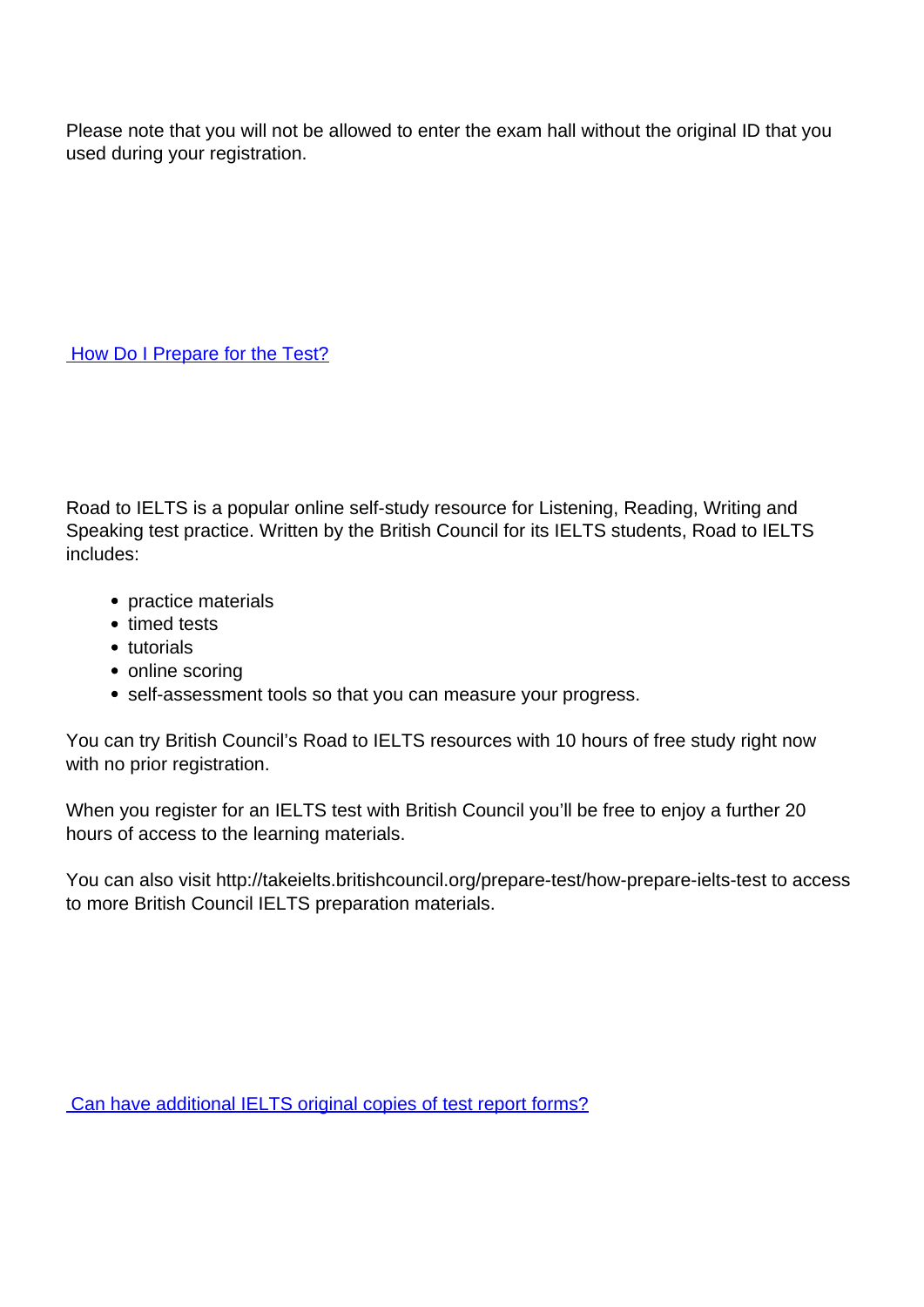Please note that you will not be allowed to enter the exam hall without the original ID that you used during your registration.

[How Do I Prepare for the Test?]

Road to IELTS is a popular online self-study resource for Listening, Reading, Writing and Speaking test practice. Written by the British Council for its IELTS students, Road to IELTS includes:

- practice materials
- timed tests
- tutorials
- online scoring
- self-assessment tools so that you can measure your progress.

You can try British Council's Road to IELTS resources with 10 hours of free study right now with no prior registration.

When you register for an IELTS test with British Council you'll be free to enjoy a further 20 hours of access to the learning materials.

You can also visit http://takeielts.britishcouncil.org/prepare-test/how-prepare-ielts-test to access to more British Council IELTS preparation materials.

[Can have additional IELTS original copies of test report forms?]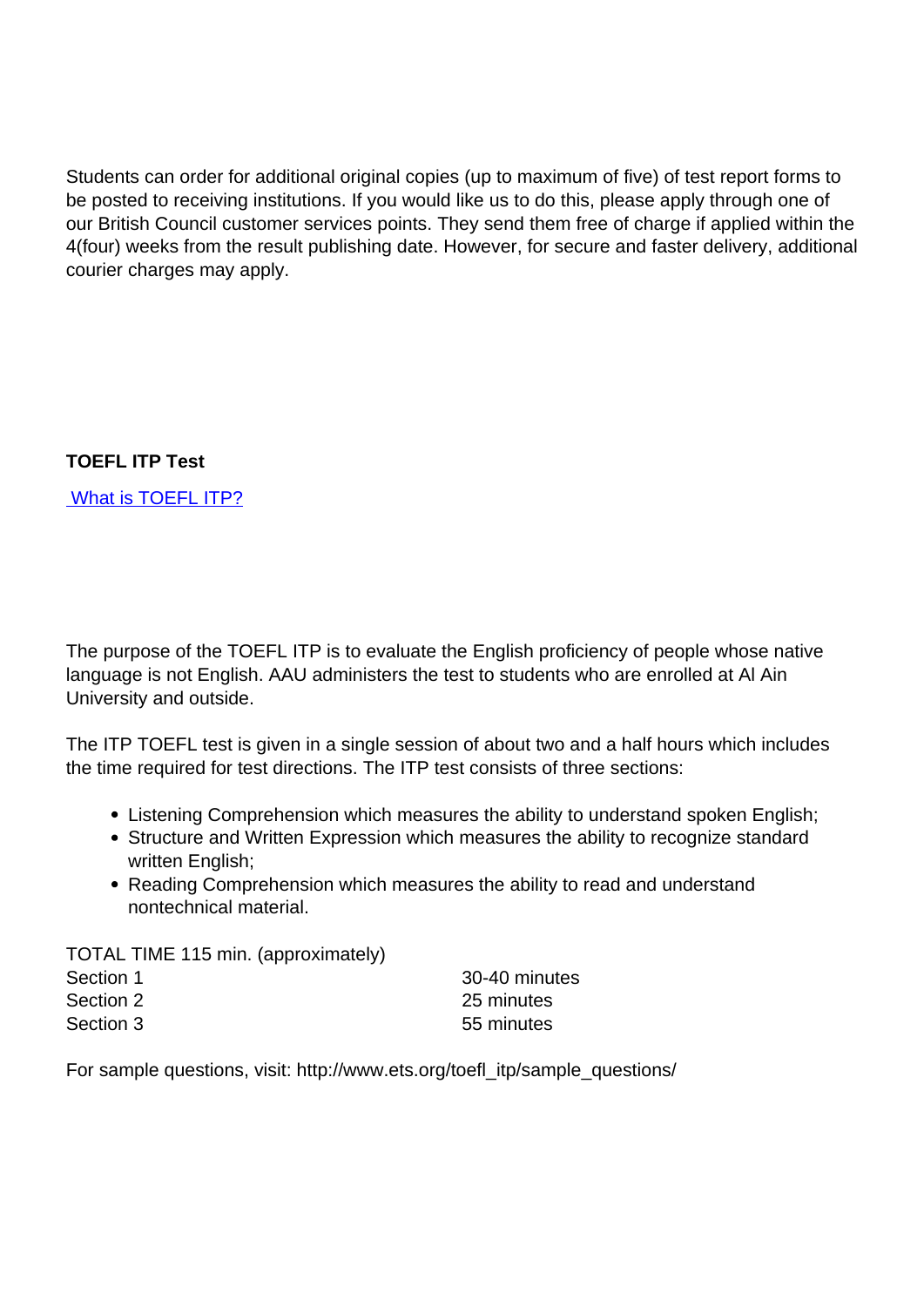Students can order for additional original copies (up to maximum of five) of test report forms to be posted to receiving institutions. If you would like us to do this, please apply through one of our British Council customer services points. They send them free of charge if applied within the 4(four) weeks from the result publishing date. However, for secure and faster delivery, additional courier charges may apply.

**TOEFL ITP Test**

[What is TOEFL ITP?]()

The purpose of the TOEFL ITP is to evaluate the English proficiency of people whose native language is not English. AAU administers the test to students who are enrolled at Al Ain University and outside.

The ITP TOEFL test is given in a single session of about two and a half hours which includes the time required for test directions. The ITP test consists of three sections:

- Listening Comprehension which measures the ability to understand spoken English;
- Structure and Written Expression which measures the ability to recognize standard written English;
- Reading Comprehension which measures the ability to read and understand nontechnical material.

TOTAL TIME 115 min. (approximately)

| | |
|---|---|
| Section 1 | 30-40 minutes |
| Section 2 | 25 minutes |
| Section 3 | 55 minutes |

For sample questions, visit: http://www.ets.org/toefl_itp/sample_questions/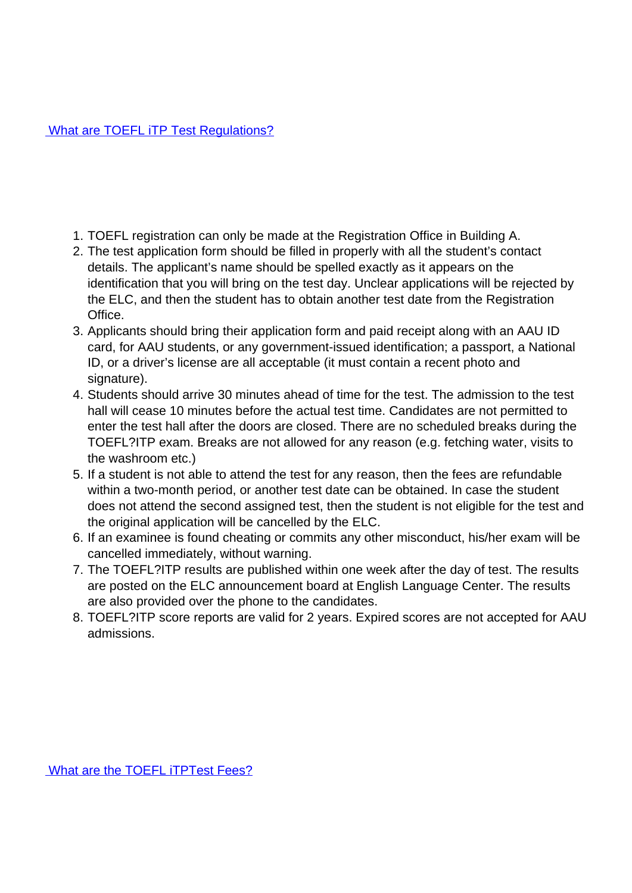## What are TOEFL iTP Test Regulations?

1. TOEFL registration can only be made at the Registration Office in Building A.
2. The test application form should be filled in properly with all the student's contact details. The applicant's name should be spelled exactly as it appears on the identification that you will bring on the test day. Unclear applications will be rejected by the ELC, and then the student has to obtain another test date from the Registration Office.
3. Applicants should bring their application form and paid receipt along with an AAU ID card, for AAU students, or any government-issued identification; a passport, a National ID, or a driver's license are all acceptable (it must contain a recent photo and signature).
4. Students should arrive 30 minutes ahead of time for the test. The admission to the test hall will cease 10 minutes before the actual test time. Candidates are not permitted to enter the test hall after the doors are closed. There are no scheduled breaks during the TOEFL?ITP exam. Breaks are not allowed for any reason (e.g. fetching water, visits to the washroom etc.)
5. If a student is not able to attend the test for any reason, then the fees are refundable within a two-month period, or another test date can be obtained. In case the student does not attend the second assigned test, then the student is not eligible for the test and the original application will be cancelled by the ELC.
6. If an examinee is found cheating or commits any other misconduct, his/her exam will be cancelled immediately, without warning.
7. The TOEFL?ITP results are published within one week after the day of test. The results are posted on the ELC announcement board at English Language Center. The results are also provided over the phone to the candidates.
8. TOEFL?ITP score reports are valid for 2 years. Expired scores are not accepted for AAU admissions.

## What are the TOEFL iTPTest Fees?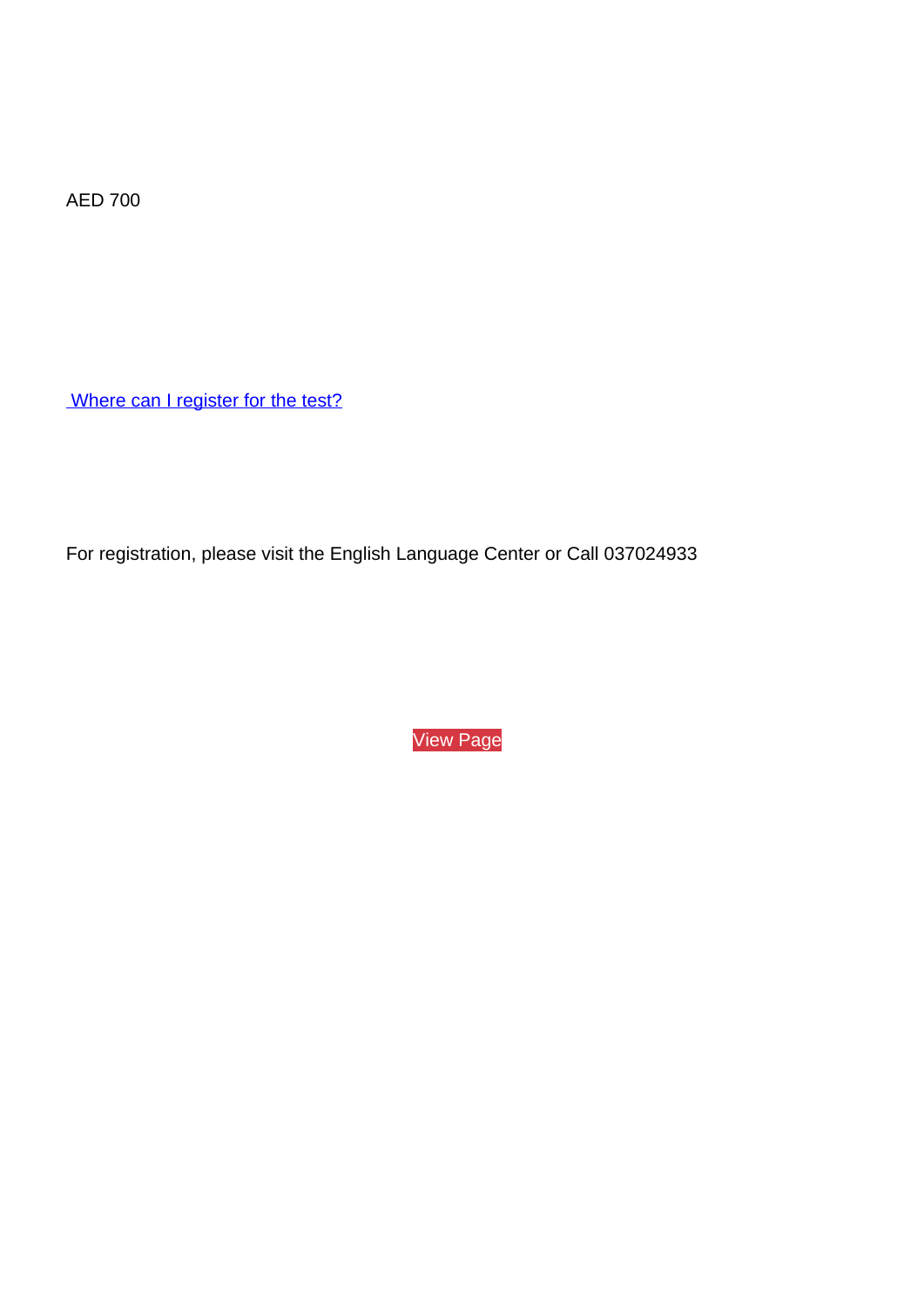AED 700

[Where can I register for the test?]

For registration, please visit the English Language Center or Call 037024933

View Page